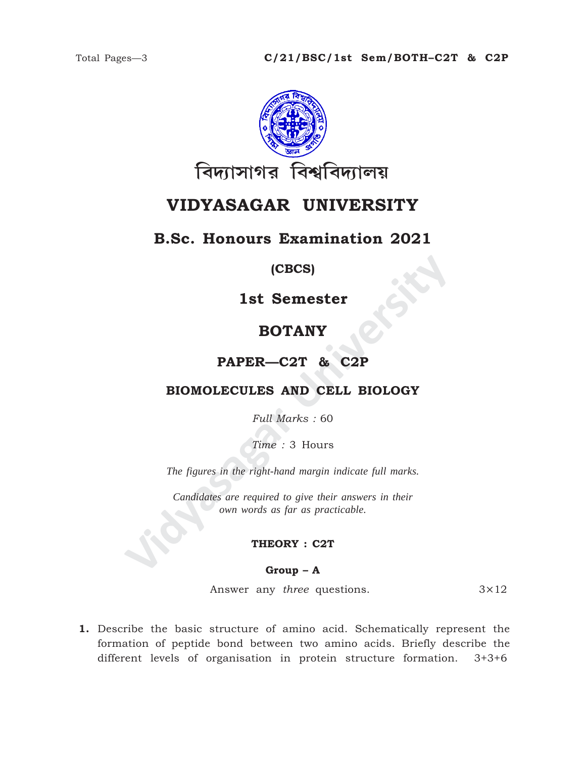Total Pages—3

**C/21/BSC/1st Sem/BOTH–C2T & C2P**

বিদ্যাসাগর বিশ্ববিদ্যালয়

# VIDYASAGAR UNIVERSITY

## B.Sc. Honours Examination 2021

**(CBCS)**

## 1st Semester

## BOTANY

### PAPER—C2T & C2P

### BIOMOLECULES AND CELL BIOLOGY

*Full Marks :* 60

*Time :* 3 Hours

*The figures in the right-hand margin indicate full marks.*

*Candidates are required to give their answers in their own words as far as practicable.*

**THEORY : C2T**

**Group – A**

Answer any *three* questions. 3×12

**1.** Describe the basic structure of amino acid. Schematically represent the formation of peptide bond between two amino acids. Briefly describe the different levels of organisation in protein structure formation. 3+3+6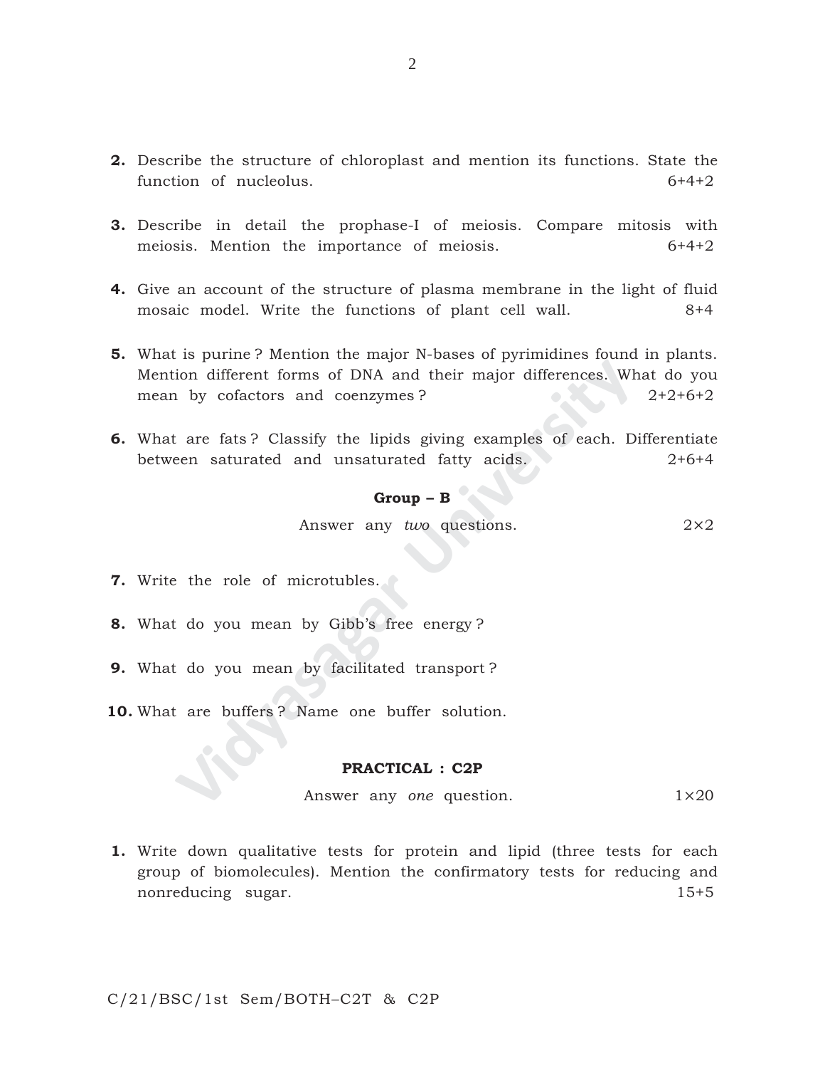**2.** Describe the structure of chloroplast and mention its functions. State the function of nucleolus. 6+4+2

**3.** Describe in detail the prophase-I of meiosis. Compare mitosis with meiosis. Mention the importance of meiosis. 6+4+2

**4.** Give an account of the structure of plasma membrane in the light of fluid mosaic model. Write the functions of plant cell wall. 8+4

**5.** What is purine ? Mention the major N-bases of pyrimidines found in plants. Mention different forms of DNA and their major differences. What do you mean by cofactors and coenzymes ? 2+2+6+2

**6.** What are fats ? Classify the lipids giving examples of each. Differentiate between saturated and unsaturated fatty acids. 2+6+4

**Group – B**

Answer any *two* questions. 2×2

**7.** Write the role of microtubles.

**8.** What do you mean by Gibb's free energy ?

**9.** What do you mean by facilitated transport ?

**10.** What are buffers ? Name one buffer solution.

**PRACTICAL : C2P**

Answer any *one* question. 1×20

**1.** Write down qualitative tests for protein and lipid (three tests for each group of biomolecules). Mention the confirmatory tests for reducing and nonreducing sugar. 15+5

C/21/BSC/1st Sem/BOTH–C2T & C2P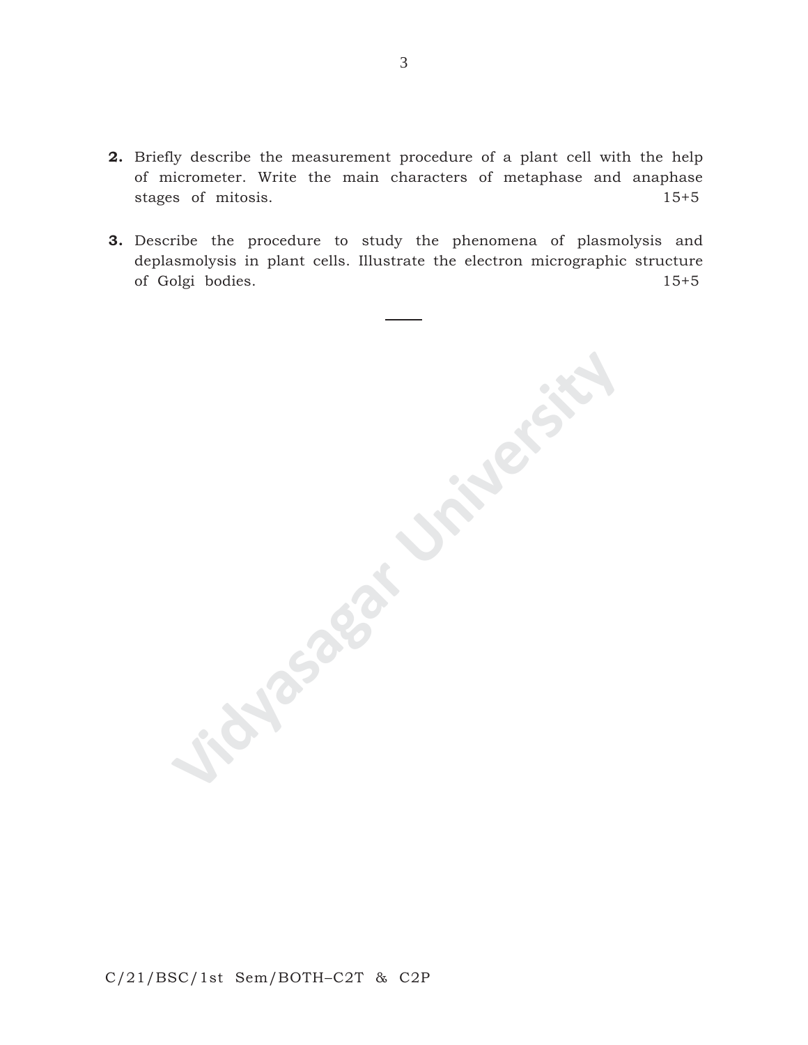**2.** Briefly describe the measurement procedure of a plant cell with the help of micrometer. Write the main characters of metaphase and anaphase stages of mitosis. 15+5

**3.** Describe the procedure to study the phenomena of plasmolysis and deplasmolysis in plant cells. Illustrate the electron micrographic structure of Golgi bodies. 15+5